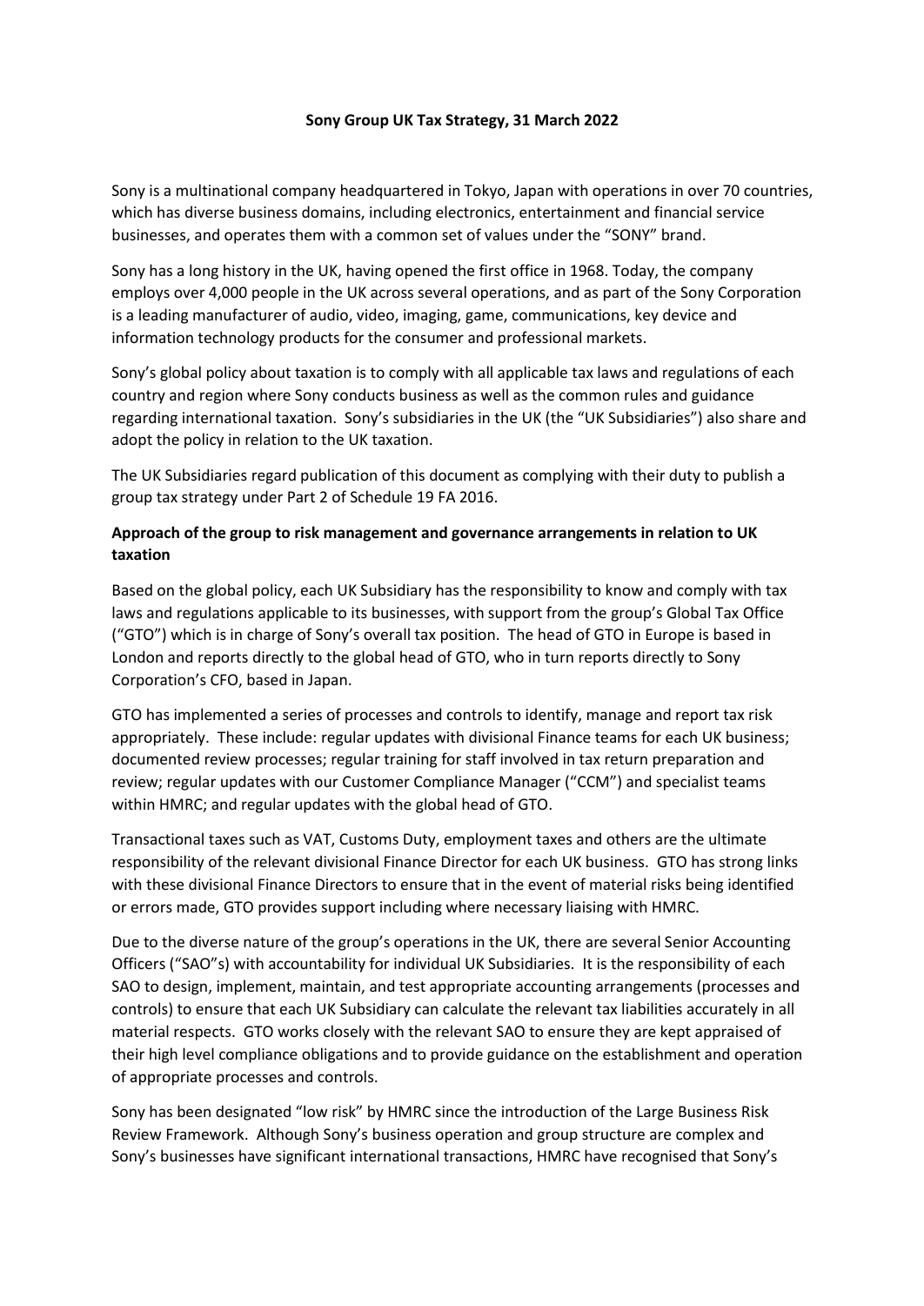# Sony Group UK Tax Strategy, 31 March 2022

Sony is a multinational company headquartered in Tokyo, Japan with operations in over 70 countries, which has diverse business domains, including electronics, entertainment and financial service businesses, and operates them with a common set of values under the "SONY" brand.

Sony has a long history in the UK, having opened the first office in 1968. Today, the company employs over 4,000 people in the UK across several operations, and as part of the Sony Corporation is a leading manufacturer of audio, video, imaging, game, communications, key device and information technology products for the consumer and professional markets.

Sony's global policy about taxation is to comply with all applicable tax laws and regulations of each country and region where Sony conducts business as well as the common rules and guidance regarding international taxation. Sony's subsidiaries in the UK (the "UK Subsidiaries") also share and adopt the policy in relation to the UK taxation.

The UK Subsidiaries regard publication of this document as complying with their duty to publish a group tax strategy under Part 2 of Schedule 19 FA 2016.

## Approach of the group to risk management and governance arrangements in relation to UK taxation

Based on the global policy, each UK Subsidiary has the responsibility to know and comply with tax laws and regulations applicable to its businesses, with support from the group's Global Tax Office ("GTO") which is in charge of Sony's overall tax position. The head of GTO in Europe is based in London and reports directly to the global head of GTO, who in turn reports directly to Sony Corporation's CFO, based in Japan.

GTO has implemented a series of processes and controls to identify, manage and report tax risk appropriately. These include: regular updates with divisional Finance teams for each UK business; documented review processes; regular training for staff involved in tax return preparation and review; regular updates with our Customer Compliance Manager ("CCM") and specialist teams within HMRC; and regular updates with the global head of GTO.

Transactional taxes such as VAT, Customs Duty, employment taxes and others are the ultimate responsibility of the relevant divisional Finance Director for each UK business. GTO has strong links with these divisional Finance Directors to ensure that in the event of material risks being identified or errors made, GTO provides support including where necessary liaising with HMRC.

Due to the diverse nature of the group's operations in the UK, there are several Senior Accounting Officers ("SAO"s) with accountability for individual UK Subsidiaries. It is the responsibility of each SAO to design, implement, maintain, and test appropriate accounting arrangements (processes and controls) to ensure that each UK Subsidiary can calculate the relevant tax liabilities accurately in all material respects. GTO works closely with the relevant SAO to ensure they are kept appraised of their high level compliance obligations and to provide guidance on the establishment and operation of appropriate processes and controls.

Sony has been designated "low risk" by HMRC since the introduction of the Large Business Risk Review Framework. Although Sony's business operation and group structure are complex and Sony's businesses have significant international transactions, HMRC have recognised that Sony's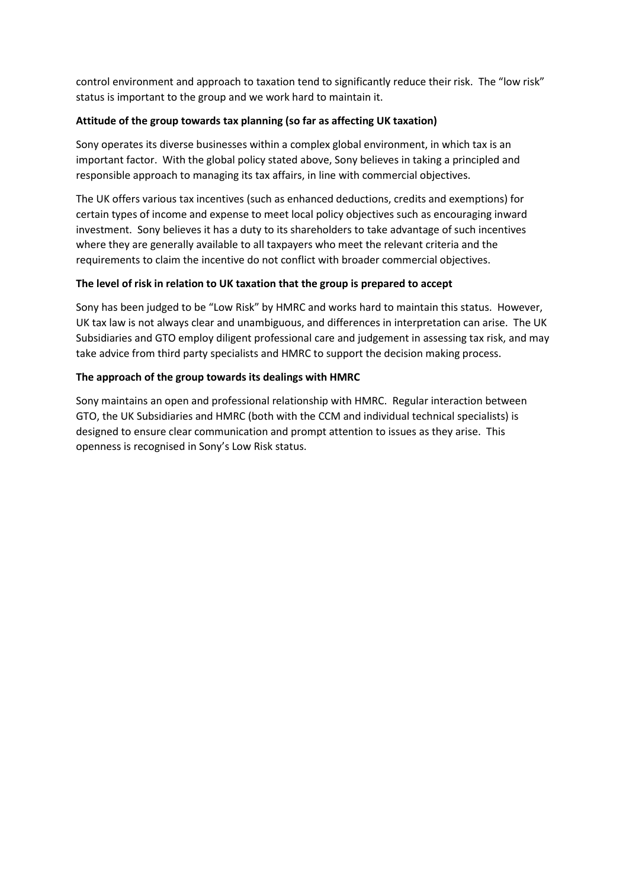control environment and approach to taxation tend to significantly reduce their risk. The "low risk" status is important to the group and we work hard to maintain it.

**Attitude of the group towards tax planning (so far as affecting UK taxation)**

Sony operates its diverse businesses within a complex global environment, in which tax is an important factor. With the global policy stated above, Sony believes in taking a principled and responsible approach to managing its tax affairs, in line with commercial objectives.

The UK offers various tax incentives (such as enhanced deductions, credits and exemptions) for certain types of income and expense to meet local policy objectives such as encouraging inward investment. Sony believes it has a duty to its shareholders to take advantage of such incentives where they are generally available to all taxpayers who meet the relevant criteria and the requirements to claim the incentive do not conflict with broader commercial objectives.

**The level of risk in relation to UK taxation that the group is prepared to accept**

Sony has been judged to be "Low Risk" by HMRC and works hard to maintain this status. However, UK tax law is not always clear and unambiguous, and differences in interpretation can arise. The UK Subsidiaries and GTO employ diligent professional care and judgement in assessing tax risk, and may take advice from third party specialists and HMRC to support the decision making process.

**The approach of the group towards its dealings with HMRC**

Sony maintains an open and professional relationship with HMRC. Regular interaction between GTO, the UK Subsidiaries and HMRC (both with the CCM and individual technical specialists) is designed to ensure clear communication and prompt attention to issues as they arise. This openness is recognised in Sony's Low Risk status.